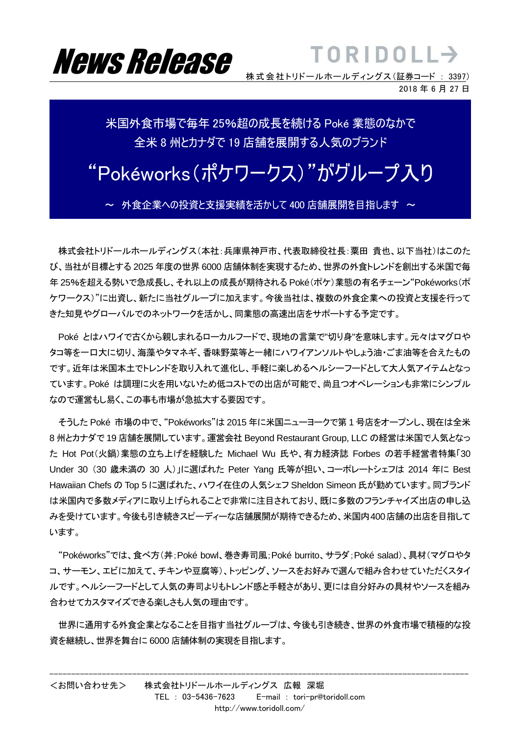News Release

TORIDOLL

株式会社トリドールホールディングス（証券コード : 3397）

2018 年 6 月 27 日

米国外食市場で毎年 25%超の成長を続ける Poké 業態のなかで
全米 8 州とカナダで 19 店舗を展開する人気のブランド

# “Pokéworks（ポケワークス）”がグループ入り

～ 外食企業への投資と支援実績を活かして 400 店舗展開を目指します ～

株式会社トリドールホールディングス（本社:兵庫県神戸市、代表取締役社長:粟田 貴也、以下当社）はこのたび、当社が目標とする 2025 年度の世界 6000 店舗体制を実現するため、世界の外食トレンドを創出する米国で毎年 25%を超える勢いで急成長し、それ以上の成長が期待される Poké（ポケ）業態の有名チェーン“Pokéworks（ポケワークス）”に出資し、新たに当社グループに加えます。今後当社は、複数の外食企業への投資と支援を行ってきた知見やグローバルでのネットワークを活かし、同業態の高速出店をサポートする予定です。

Poké とはハワイで古くから親しまれるローカルフードで、現地の言葉で"切り身"を意味します。元々はマグロやタコ等を一口大に切り、海藻やタマネギ、香味野菜等と一緒にハワイアンソルトやしょう油・ごま油等を合えたものです。近年は米国本土でトレンドを取り入れて進化し、手軽に楽しめるヘルシーフードとして大人気アイテムとなっています。Poké は調理に火を用いないため低コストでの出店が可能で、尚且つオペレーションも非常にシンプルなので運営もし易く、この事も市場が急拡大する要因です。

そうした Poké 市場の中で、“Pokéworks”は 2015 年に米国ニューヨークで第 1 号店をオープンし、現在は全米 8 州とカナダで 19 店舗を展開しています。運営会社 Beyond Restaurant Group, LLC の経営は米国で人気となった Hot Pot（火鍋）業態の立ち上げを経験した Michael Wu 氏や、有力経済誌 Forbes の若手経営者特集「30 Under 30（30 歳未満の 30 人）」に選ばれた Peter Yang 氏等が担い、コーポレートシェフは 2014 年に Best Hawaiian Chefs の Top 5 に選ばれた、ハワイ在住の人気シェフ Sheldon Simeon 氏が勤めています。同ブランドは米国内で多数メディアに取り上げられることで非常に注目されており、既に多数のフランチャイズ出店の申し込みを受けています。今後も引き続きスピーディーな店舗展開が期待できるため、米国内 400 店舗の出店を目指しています。

“Pokéworks”では、食べ方（丼;Poké bowl、巻き寿司風;Poké burrito、サラダ;Poké salad）、具材（マグロやタコ、サーモン、エビに加えて、チキンや豆腐等）、トッピング、ソースをお好みで選んで組み合わせていただくスタイルです。ヘルシーフードとして人気の寿司よりもトレンド感と手軽さがあり、更には自分好みの具材やソースを組み合わせてカスタマイズできる楽しさも人気の理由です。

世界に通用する外食企業となることを目指す当社グループは、今後も引き続き、世界の外食市場で積極的な投資を継続し、世界を舞台に 6000 店舗体制の実現を目指します。

---

＜お問い合わせ先＞　株式会社トリドールホールディングス 広報 深堀
TEL : 03-5436-7623　E-mail : tori-pr@toridoll.com
http://www.toridoll.com/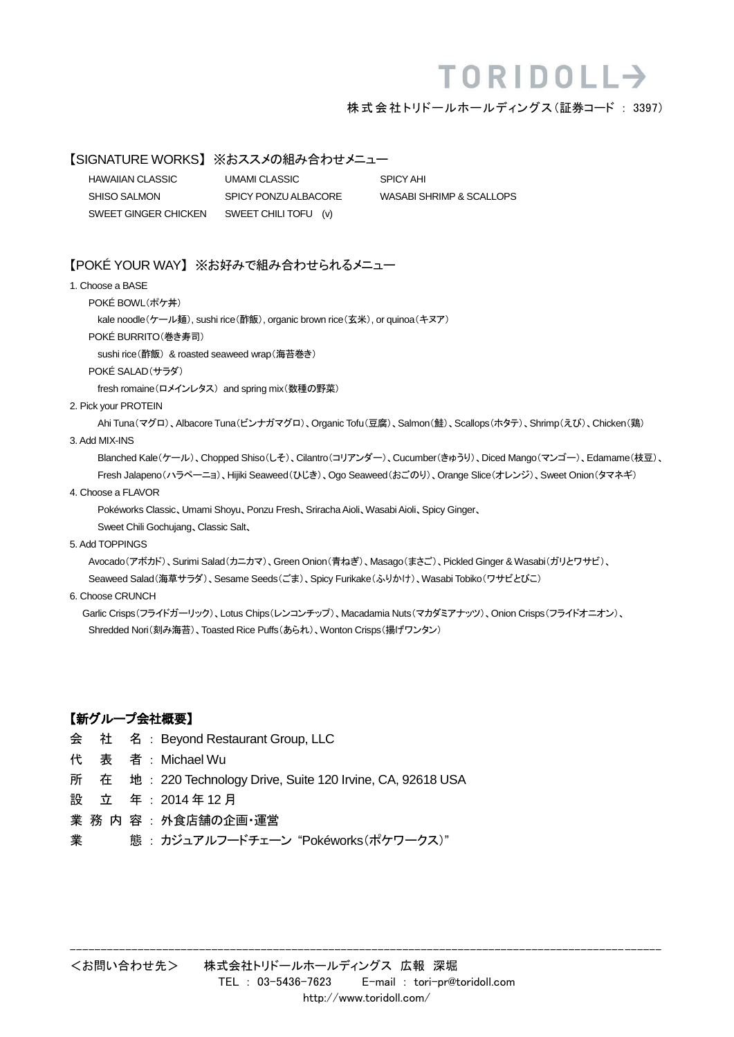TORIDOLL→

株式会社トリドールホールディングス（証券コード ： 3397）

【SIGNATURE WORKS】 ※おススメの組み合わせメニュー

| | | |
|---|---|---|
| HAWAIIAN CLASSIC | UMAMI CLASSIC | SPICY AHI |
| SHISO SALMON | SPICY PONZU ALBACORE | WASABI SHRIMP & SCALLOPS |
| SWEET GINGER CHICKEN | SWEET CHILI TOFU (v) | |

【POKÉ YOUR WAY】 ※お好みで組み合わせられるメニュー

1. Choose a BASE
   - POKÉ BOWL（ポケ丼）
     - kale noodle（ケール麺）, sushi rice（酢飯）, organic brown rice（玄米）, or quinoa（キヌア）
   - POKÉ BURRITO（巻き寿司）
     - sushi rice（酢飯） & roasted seaweed wrap（海苔巻き）
   - POKÉ SALAD（サラダ）
     - fresh romaine（ロメインレタス） and spring mix（数種の野菜）
2. Pick your PROTEIN
   - Ahi Tuna（マグロ）、Albacore Tuna（ビンナガマグロ）、Organic Tofu（豆腐）、Salmon（鮭）、Scallops（ホタテ）、Shrimp（えび）、Chicken（鶏）
3. Add MIX-INS
   - Blanched Kale（ケール）、Chopped Shiso（しそ）、Cilantro（コリアンダー）、Cucumber（きゅうり）、Diced Mango（マンゴー）、Edamame（枝豆）、Fresh Jalapeno（ハラペーニョ）、Hijiki Seaweed（ひじき）、Ogo Seaweed（おごのり）、Orange Slice（オレンジ）、Sweet Onion（タマネギ）
4. Choose a FLAVOR
   - Pokéworks Classic、Umami Shoyu、Ponzu Fresh、Sriracha Aioli、Wasabi Aioli、Spicy Ginger、Sweet Chili Gochujang、Classic Salt、
5. Add TOPPINGS
   - Avocado（アボカド）、Surimi Salad（カニカマ）、Green Onion（青ねぎ）、Masago（まさご）、Pickled Ginger & Wasabi（ガリとワサビ）、Seaweed Salad（海草サラダ）、Sesame Seeds（ごま）、Spicy Furikake（ふりかけ）、Wasabi Tobiko（ワサビとびこ）
6. Choose CRUNCH
   - Garlic Crisps（フライドガーリック）、Lotus Chips（レンコンチップ）、Macadamia Nuts（マカダミアナッツ）、Onion Crisps（フライドオニオン）、Shredded Nori（刻み海苔）、Toasted Rice Puffs（あられ）、Wonton Crisps（揚げワンタン）

**【新グループ会社概要】**

会　社　名 ： Beyond Restaurant Group, LLC
代　表　者 ： Michael Wu
所　在　地 ： 220 Technology Drive, Suite 120 Irvine, CA, 92618 USA
設　立　年 ： 2014 年 12 月
業 務 内 容 ： 外食店舗の企画・運営
業　　　態 ： カジュアルフードチェーン "Pokéworks（ポケワークス）"

＜お問い合わせ先＞　株式会社トリドールホールディングス　広報　深堀
TEL ： 03-5436-7623　　E-mail ： tori-pr@toridoll.com
http://www.toridoll.com/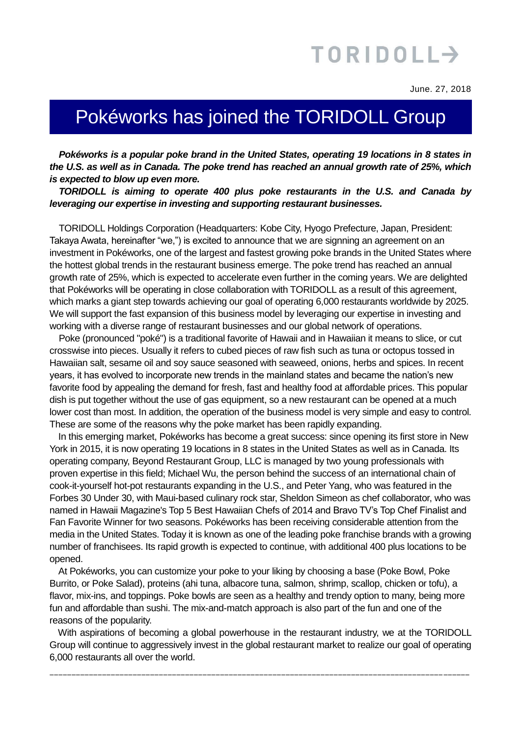TORIDOLL→

June. 27, 2018

# Pokéworks has joined the TORIDOLL Group

***Pokéworks is a popular poke brand in the United States, operating 19 locations in 8 states in the U.S. as well as in Canada. The poke trend has reached an annual growth rate of 25%, which is expected to blow up even more.***

***TORIDOLL is aiming to operate 400 plus poke restaurants in the U.S. and Canada by leveraging our expertise in investing and supporting restaurant businesses.***

TORIDOLL Holdings Corporation (Headquarters: Kobe City, Hyogo Prefecture, Japan, President: Takaya Awata, hereinafter "we,") is excited to announce that we are signing an agreement on an investment in Pokéworks, one of the largest and fastest growing poke brands in the United States where the hottest global trends in the restaurant business emerge. The poke trend has reached an annual growth rate of 25%, which is expected to accelerate even further in the coming years. We are delighted that Pokéworks will be operating in close collaboration with TORIDOLL as a result of this agreement, which marks a giant step towards achieving our goal of operating 6,000 restaurants worldwide by 2025. We will support the fast expansion of this business model by leveraging our expertise in investing and working with a diverse range of restaurant businesses and our global network of operations.

Poke (pronounced "poké") is a traditional favorite of Hawaii and in Hawaiian it means to slice, or cut crosswise into pieces. Usually it refers to cubed pieces of raw fish such as tuna or octopus tossed in Hawaiian salt, sesame oil and soy sauce seasoned with seaweed, onions, herbs and spices. In recent years, it has evolved to incorporate new trends in the mainland states and became the nation's new favorite food by appealing the demand for fresh, fast and healthy food at affordable prices. This popular dish is put together without the use of gas equipment, so a new restaurant can be opened at a much lower cost than most. In addition, the operation of the business model is very simple and easy to control. These are some of the reasons why the poke market has been rapidly expanding.

In this emerging market, Pokéworks has become a great success: since opening its first store in New York in 2015, it is now operating 19 locations in 8 states in the United States as well as in Canada. Its operating company, Beyond Restaurant Group, LLC is managed by two young professionals with proven expertise in this field; Michael Wu, the person behind the success of an international chain of cook-it-yourself hot-pot restaurants expanding in the U.S., and Peter Yang, who was featured in the Forbes 30 Under 30, with Maui-based culinary rock star, Sheldon Simeon as chef collaborator, who was named in Hawaii Magazine's Top 5 Best Hawaiian Chefs of 2014 and Bravo TV's Top Chef Finalist and Fan Favorite Winner for two seasons. Pokéworks has been receiving considerable attention from the media in the United States. Today it is known as one of the leading poke franchise brands with a growing number of franchisees. Its rapid growth is expected to continue, with additional 400 plus locations to be opened.

At Pokéworks, you can customize your poke to your liking by choosing a base (Poke Bowl, Poke Burrito, or Poke Salad), proteins (ahi tuna, albacore tuna, salmon, shrimp, scallop, chicken or tofu), a flavor, mix-ins, and toppings. Poke bowls are seen as a healthy and trendy option to many, being more fun and affordable than sushi. The mix-and-match approach is also part of the fun and one of the reasons of the popularity.

With aspirations of becoming a global powerhouse in the restaurant industry, we at the TORIDOLL Group will continue to aggressively invest in the global restaurant market to realize our goal of operating 6,000 restaurants all over the world.